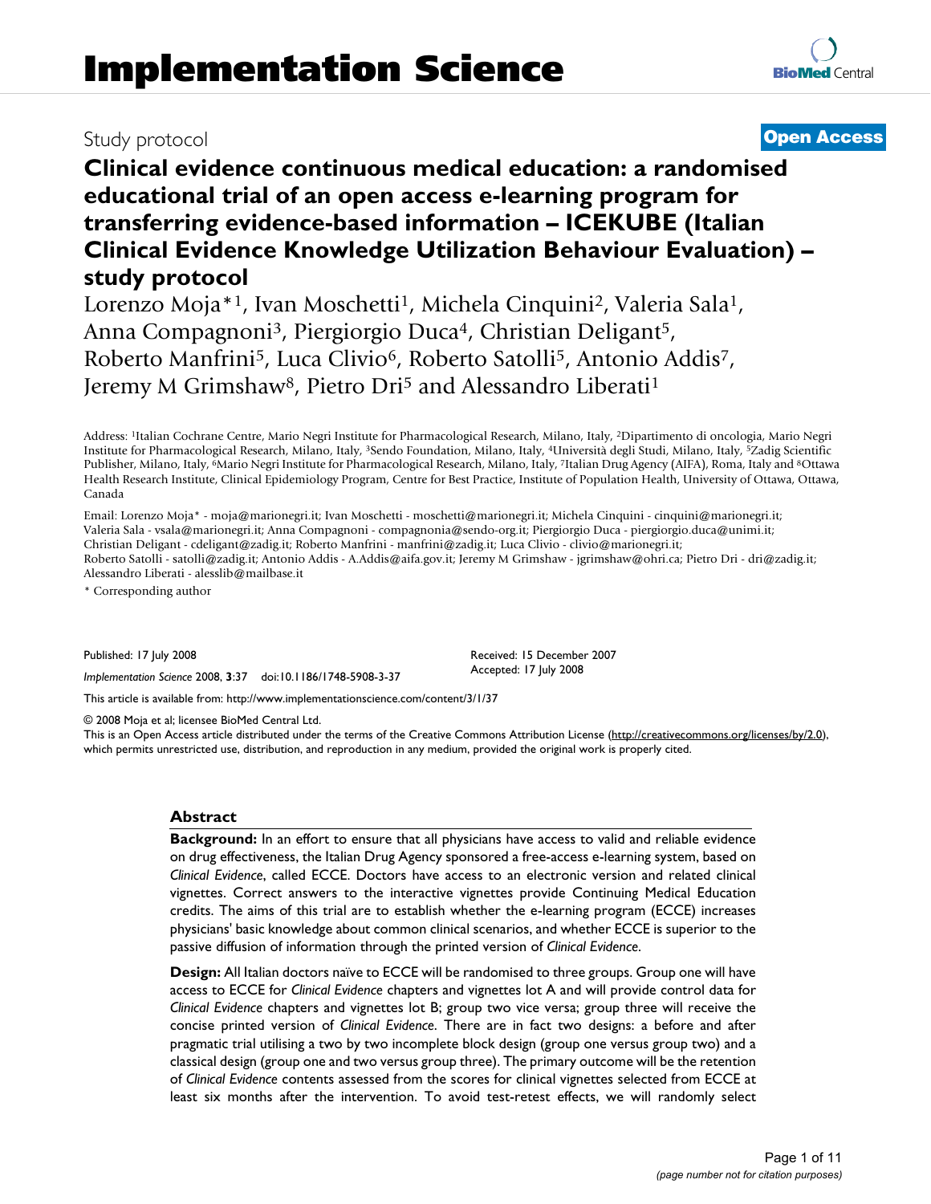Study protocol **Open Access**

# Clinical evidence continuous medical education: a randomised educational trial of an open access e-learning program for transferring evidence-based information – ICEKUBE (Italian Clinical Evidence Knowledge Utilization Behaviour Evaluation) – study protocol

Lorenzo Moja*[1], Ivan Moschetti[1], Michela Cinquini[2], Valeria Sala[1], Anna Compagnoni[3], Piergiorgio Duca[4], Christian Deligant[5], Roberto Manfrini[5], Luca Clivio[6], Roberto Satolli[5], Antonio Addis[7], Jeremy M Grimshaw[8], Pietro Dri[5] and Alessandro Liberati[1]

Address: [1]Italian Cochrane Centre, Mario Negri Institute for Pharmacological Research, Milano, Italy, [2]Dipartimento di oncologia, Mario Negri Institute for Pharmacological Research, Milano, Italy, [3]Sendo Foundation, Milano, Italy, [4]Università degli Studi, Milano, Italy, [5]Zadig Scientific Publisher, Milano, Italy, [6]Mario Negri Institute for Pharmacological Research, Milano, Italy, [7]Italian Drug Agency (AIFA), Roma, Italy and [8]Ottawa Health Research Institute, Clinical Epidemiology Program, Centre for Best Practice, Institute of Population Health, University of Ottawa, Ottawa, Canada

Email: Lorenzo Moja* - moja@marionegri.it; Ivan Moschetti - moschetti@marionegri.it; Michela Cinquini - cinquini@marionegri.it; Valeria Sala - vsala@marionegri.it; Anna Compagnoni - compagnonia@sendo-org.it; Piergiorgio Duca - piergiorgio.duca@unimi.it; Christian Deligant - cdeligant@zadig.it; Roberto Manfrini - manfrini@zadig.it; Luca Clivio - clivio@marionegri.it; Roberto Satolli - satolli@zadig.it; Antonio Addis - A.Addis@aifa.gov.it; Jeremy M Grimshaw - jgrimshaw@ohri.ca; Pietro Dri - dri@zadig.it; Alessandro Liberati - alesslib@mailbase.it

\* Corresponding author

Published: 17 July 2008

*Implementation Science* 2008, **3**:37 doi:10.1186/1748-5908-3-37

Received: 15 December 2007
Accepted: 17 July 2008

This article is available from: http://www.implementationscience.com/content/3/1/37

© 2008 Moja et al; licensee BioMed Central Ltd.
This is an Open Access article distributed under the terms of the Creative Commons Attribution License (http://creativecommons.org/licenses/by/2.0), which permits unrestricted use, distribution, and reproduction in any medium, provided the original work is properly cited.

## Abstract

**Background:** In an effort to ensure that all physicians have access to valid and reliable evidence on drug effectiveness, the Italian Drug Agency sponsored a free-access e-learning system, based on *Clinical Evidence*, called ECCE. Doctors have access to an electronic version and related clinical vignettes. Correct answers to the interactive vignettes provide Continuing Medical Education credits. The aims of this trial are to establish whether the e-learning program (ECCE) increases physicians' basic knowledge about common clinical scenarios, and whether ECCE is superior to the passive diffusion of information through the printed version of *Clinical Evidence*.

**Design:** All Italian doctors naïve to ECCE will be randomised to three groups. Group one will have access to ECCE for *Clinical Evidence* chapters and vignettes lot A and will provide control data for *Clinical Evidence* chapters and vignettes lot B; group two vice versa; group three will receive the concise printed version of *Clinical Evidence*. There are in fact two designs: a before and after pragmatic trial utilising a two by two incomplete block design (group one versus group two) and a classical design (group one and two versus group three). The primary outcome will be the retention of *Clinical Evidence* contents assessed from the scores for clinical vignettes selected from ECCE at least six months after the intervention. To avoid test-retest effects, we will randomly select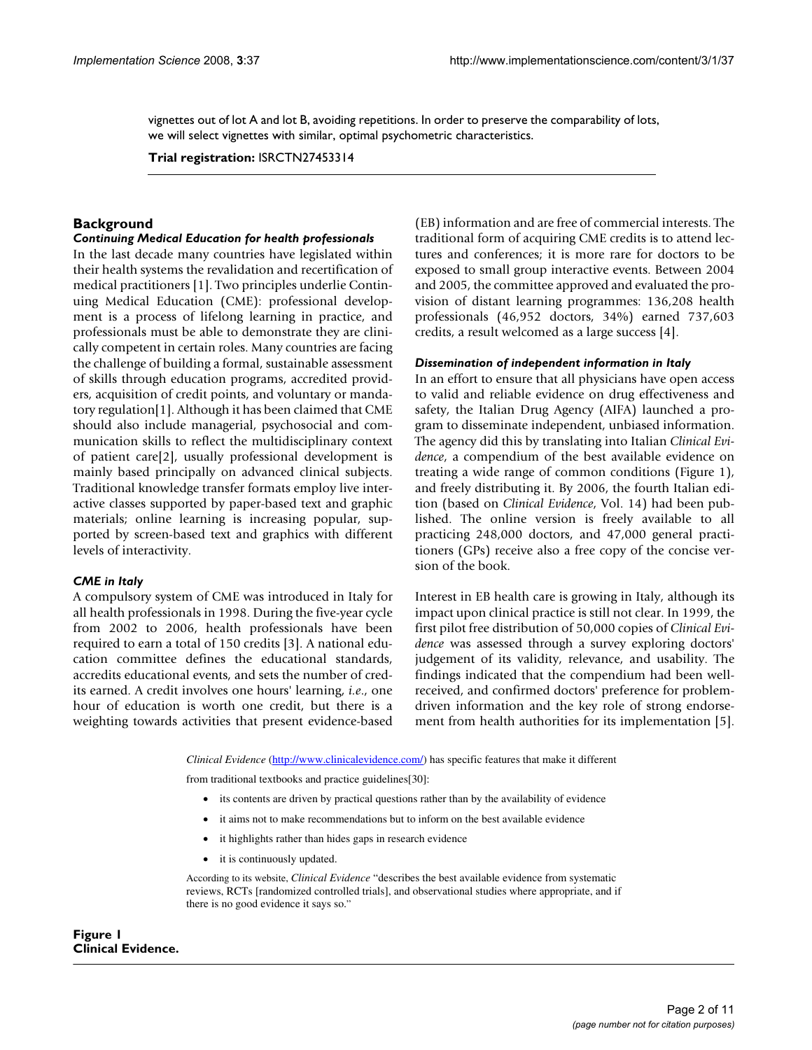vignettes out of lot A and lot B, avoiding repetitions. In order to preserve the comparability of lots, we will select vignettes with similar, optimal psychometric characteristics.

**Trial registration:** ISRCTN27453314

## Background

### *Continuing Medical Education for health professionals*

In the last decade many countries have legislated within their health systems the revalidation and recertification of medical practitioners [1]. Two principles underlie Continuing Medical Education (CME): professional development is a process of lifelong learning in practice, and professionals must be able to demonstrate they are clinically competent in certain roles. Many countries are facing the challenge of building a formal, sustainable assessment of skills through education programs, accredited providers, acquisition of credit points, and voluntary or mandatory regulation[1]. Although it has been claimed that CME should also include managerial, psychosocial and communication skills to reflect the multidisciplinary context of patient care[2], usually professional development is mainly based principally on advanced clinical subjects. Traditional knowledge transfer formats employ live interactive classes supported by paper-based text and graphic materials; online learning is increasing popular, supported by screen-based text and graphics with different levels of interactivity.

### *CME in Italy*

A compulsory system of CME was introduced in Italy for all health professionals in 1998. During the five-year cycle from 2002 to 2006, health professionals have been required to earn a total of 150 credits [3]. A national education committee defines the educational standards, accredits educational events, and sets the number of credits earned. A credit involves one hours' learning, *i.e*., one hour of education is worth one credit, but there is a weighting towards activities that present evidence-based (EB) information and are free of commercial interests. The traditional form of acquiring CME credits is to attend lectures and conferences; it is more rare for doctors to be exposed to small group interactive events. Between 2004 and 2005, the committee approved and evaluated the provision of distant learning programmes: 136,208 health professionals (46,952 doctors, 34%) earned 737,603 credits, a result welcomed as a large success [4].

### *Dissemination of independent information in Italy*

In an effort to ensure that all physicians have open access to valid and reliable evidence on drug effectiveness and safety, the Italian Drug Agency (AIFA) launched a program to disseminate independent, unbiased information. The agency did this by translating into Italian *Clinical Evidence*, a compendium of the best available evidence on treating a wide range of common conditions (Figure 1), and freely distributing it. By 2006, the fourth Italian edition (based on *Clinical Evidence*, Vol. 14) had been published. The online version is freely available to all practicing 248,000 doctors, and 47,000 general practitioners (GPs) receive also a free copy of the concise version of the book.

Interest in EB health care is growing in Italy, although its impact upon clinical practice is still not clear. In 1999, the first pilot free distribution of 50,000 copies of *Clinical Evidence* was assessed through a survey exploring doctors' judgement of its validity, relevance, and usability. The findings indicated that the compendium had been well-received, and confirmed doctors' preference for problem-driven information and the key role of strong endorsement from health authorities for its implementation [5].

*Clinical Evidence* (http://www.clinicalevidence.com/) has specific features that make it different from traditional textbooks and practice guidelines[30]:

- its contents are driven by practical questions rather than by the availability of evidence
- it aims not to make recommendations but to inform on the best available evidence
- it highlights rather than hides gaps in research evidence
- it is continuously updated.

According to its website, *Clinical Evidence* "describes the best available evidence from systematic reviews, RCTs [randomized controlled trials], and observational studies where appropriate, and if there is no good evidence it says so."

**Figure 1**
**Clinical Evidence.**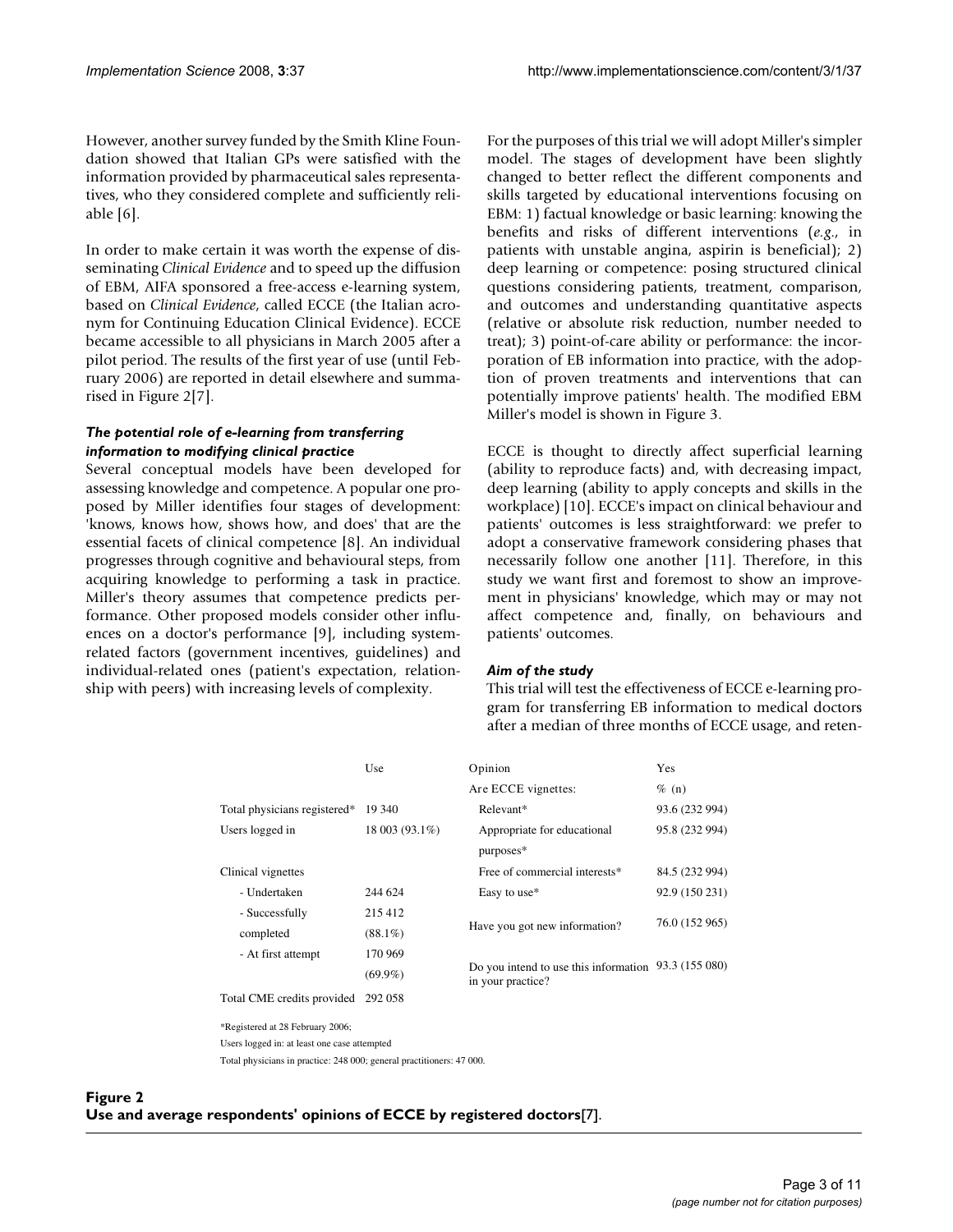However, another survey funded by the Smith Kline Foundation showed that Italian GPs were satisfied with the information provided by pharmaceutical sales representatives, who they considered complete and sufficiently reliable [6].

In order to make certain it was worth the expense of disseminating *Clinical Evidence* and to speed up the diffusion of EBM, AIFA sponsored a free-access e-learning system, based on *Clinical Evidence*, called ECCE (the Italian acronym for Continuing Education Clinical Evidence). ECCE became accessible to all physicians in March 2005 after a pilot period. The results of the first year of use (until February 2006) are reported in detail elsewhere and summarised in Figure 2[7].

### *The potential role of e-learning from transferring information to modifying clinical practice*

Several conceptual models have been developed for assessing knowledge and competence. A popular one proposed by Miller identifies four stages of development: 'knows, knows how, shows how, and does' that are the essential facets of clinical competence [8]. An individual progresses through cognitive and behavioural steps, from acquiring knowledge to performing a task in practice. Miller's theory assumes that competence predicts performance. Other proposed models consider other influences on a doctor's performance [9], including system-related factors (government incentives, guidelines) and individual-related ones (patient's expectation, relationship with peers) with increasing levels of complexity.

For the purposes of this trial we will adopt Miller's simpler model. The stages of development have been slightly changed to better reflect the different components and skills targeted by educational interventions focusing on EBM: 1) factual knowledge or basic learning: knowing the benefits and risks of different interventions (*e.g*., in patients with unstable angina, aspirin is beneficial); 2) deep learning or competence: posing structured clinical questions considering patients, treatment, comparison, and outcomes and understanding quantitative aspects (relative or absolute risk reduction, number needed to treat); 3) point-of-care ability or performance: the incorporation of EB information into practice, with the adoption of proven treatments and interventions that can potentially improve patients' health. The modified EBM Miller's model is shown in Figure 3.

ECCE is thought to directly affect superficial learning (ability to reproduce facts) and, with decreasing impact, deep learning (ability to apply concepts and skills in the workplace) [10]. ECCE's impact on clinical behaviour and patients' outcomes is less straightforward: we prefer to adopt a conservative framework considering phases that necessarily follow one another [11]. Therefore, in this study we want first and foremost to show an improvement in physicians' knowledge, which may or may not affect competence and, finally, on behaviours and patients' outcomes.

### *Aim of the study*

This trial will test the effectiveness of ECCE e-learning program for transferring EB information to medical doctors after a median of three months of ECCE usage, and reten-

| | Use | Opinion | Yes |
|---|---|---|---|
| | | Are ECCE vignettes: | % (n) |
| Total physicians registered* | 19 340 | Relevant* | 93.6 (232 994) |
| Users logged in | 18 003 (93.1%) | Appropriate for educational purposes* | 95.8 (232 994) |
| Clinical vignettes | | Free of commercial interests* | 84.5 (232 994) |
| - Undertaken | 244 624 | Easy to use* | 92.9 (150 231) |
| - Successfully completed | 215 412 (88.1%) | Have you got new information? | 76.0 (152 965) |
| - At first attempt | 170 969 (69.9%) | Do you intend to use this information in your practice? | 93.3 (155 080) |
| Total CME credits provided | 292 058 | | |

*Registered at 28 February 2006;
Users logged in: at least one case attempted
Total physicians in practice: 248 000; general practitioners: 47 000.

**Figure 2**
**Use and average respondents' opinions of ECCE by registered doctors**[7].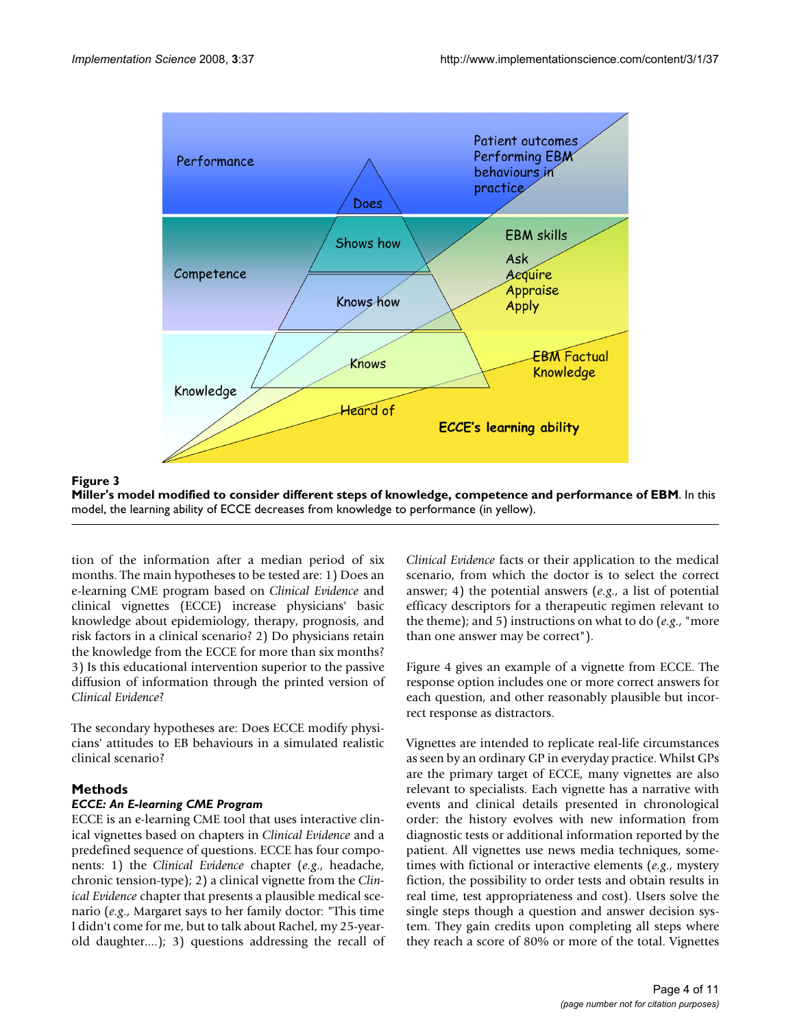**Figure 3**

**Miller's model modified to consider different steps of knowledge, competence and performance of EBM**. In this model, the learning ability of ECCE decreases from knowledge to performance (in yellow).

tion of the information after a median period of six months. The main hypotheses to be tested are: 1) Does an e-learning CME program based on *Clinical Evidence* and clinical vignettes (ECCE) increase physicians' basic knowledge about epidemiology, therapy, prognosis, and risk factors in a clinical scenario? 2) Do physicians retain the knowledge from the ECCE for more than six months? 3) Is this educational intervention superior to the passive diffusion of information through the printed version of *Clinical Evidence*?

The secondary hypotheses are: Does ECCE modify physicians' attitudes to EB behaviours in a simulated realistic clinical scenario?

## Methods

### *ECCE: An E-learning CME Program*

ECCE is an e-learning CME tool that uses interactive clinical vignettes based on chapters in *Clinical Evidence* and a predefined sequence of questions. ECCE has four components: 1) the *Clinical Evidence* chapter (*e.g*., headache, chronic tension-type); 2) a clinical vignette from the *Clinical Evidence* chapter that presents a plausible medical scenario (*e.g*., Margaret says to her family doctor: "This time I didn't come for me, but to talk about Rachel, my 25-year-old daughter....); 3) questions addressing the recall of *Clinical Evidence* facts or their application to the medical scenario, from which the doctor is to select the correct answer; 4) the potential answers (*e.g*., a list of potential efficacy descriptors for a therapeutic regimen relevant to the theme); and 5) instructions on what to do (*e.g*., "more than one answer may be correct").

Figure 4 gives an example of a vignette from ECCE. The response option includes one or more correct answers for each question, and other reasonably plausible but incorrect response as distractors.

Vignettes are intended to replicate real-life circumstances as seen by an ordinary GP in everyday practice. Whilst GPs are the primary target of ECCE, many vignettes are also relevant to specialists. Each vignette has a narrative with events and clinical details presented in chronological order: the history evolves with new information from diagnostic tests or additional information reported by the patient. All vignettes use news media techniques, sometimes with fictional or interactive elements (*e.g*., mystery fiction, the possibility to order tests and obtain results in real time, test appropriateness and cost). Users solve the single steps though a question and answer decision system. They gain credits upon completing all steps where they reach a score of 80% or more of the total. Vignettes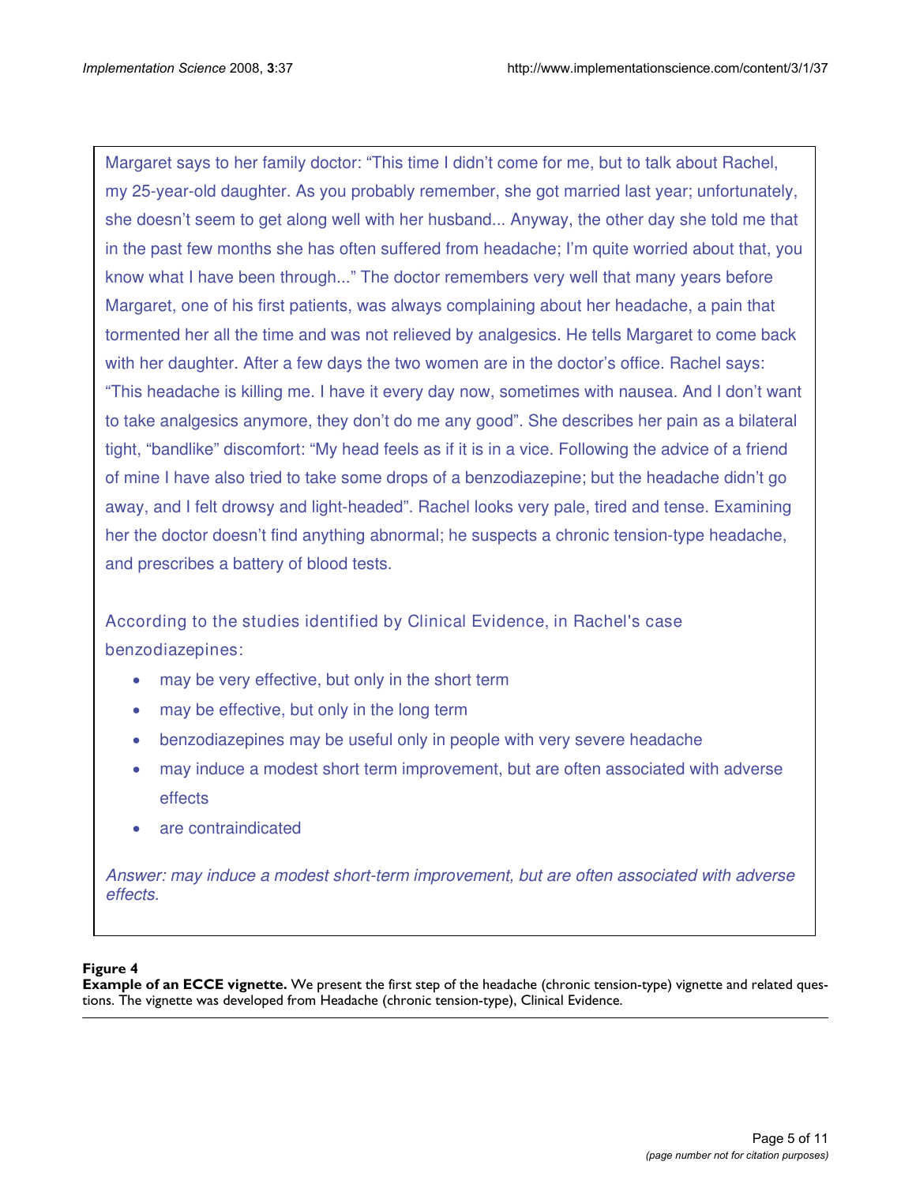Margaret says to her family doctor: "This time I didn't come for me, but to talk about Rachel, my 25-year-old daughter. As you probably remember, she got married last year; unfortunately, she doesn't seem to get along well with her husband... Anyway, the other day she told me that in the past few months she has often suffered from headache; I'm quite worried about that, you know what I have been through..." The doctor remembers very well that many years before Margaret, one of his first patients, was always complaining about her headache, a pain that tormented her all the time and was not relieved by analgesics. He tells Margaret to come back with her daughter. After a few days the two women are in the doctor's office. Rachel says: "This headache is killing me. I have it every day now, sometimes with nausea. And I don't want to take analgesics anymore, they don't do me any good". She describes her pain as a bilateral tight, "bandlike" discomfort: "My head feels as if it is in a vice. Following the advice of a friend of mine I have also tried to take some drops of a benzodiazepine; but the headache didn't go away, and I felt drowsy and light-headed". Rachel looks very pale, tired and tense. Examining her the doctor doesn't find anything abnormal; he suspects a chronic tension-type headache, and prescribes a battery of blood tests.

According to the studies identified by Clinical Evidence, in Rachel's case benzodiazepines:

- may be very effective, but only in the short term
- may be effective, but only in the long term
- benzodiazepines may be useful only in people with very severe headache
- may induce a modest short term improvement, but are often associated with adverse effects
- are contraindicated

*Answer: may induce a modest short-term improvement, but are often associated with adverse effects.*

**Figure 4**
**Example of an ECCE vignette.** We present the first step of the headache (chronic tension-type) vignette and related questions. The vignette was developed from Headache (chronic tension-type), Clinical Evidence.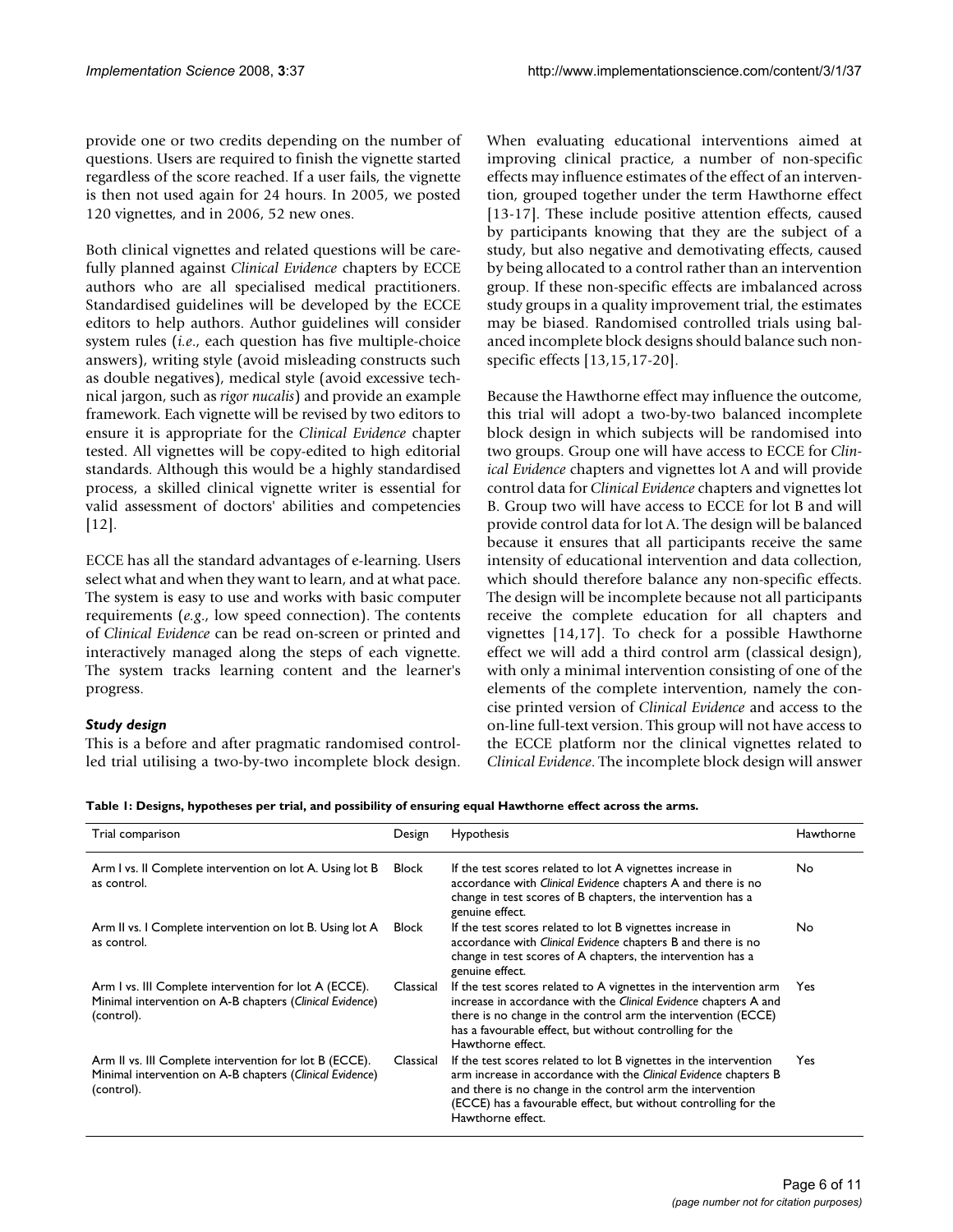provide one or two credits depending on the number of questions. Users are required to finish the vignette started regardless of the score reached. If a user fails, the vignette is then not used again for 24 hours. In 2005, we posted 120 vignettes, and in 2006, 52 new ones.

Both clinical vignettes and related questions will be carefully planned against *Clinical Evidence* chapters by ECCE authors who are all specialised medical practitioners. Standardised guidelines will be developed by the ECCE editors to help authors. Author guidelines will consider system rules (*i.e*., each question has five multiple-choice answers), writing style (avoid misleading constructs such as double negatives), medical style (avoid excessive technical jargon, such as *rigor nucalis*) and provide an example framework. Each vignette will be revised by two editors to ensure it is appropriate for the *Clinical Evidence* chapter tested. All vignettes will be copy-edited to high editorial standards. Although this would be a highly standardised process, a skilled clinical vignette writer is essential for valid assessment of doctors' abilities and competencies [12].

ECCE has all the standard advantages of e-learning. Users select what and when they want to learn, and at what pace. The system is easy to use and works with basic computer requirements (*e.g*., low speed connection). The contents of *Clinical Evidence* can be read on-screen or printed and interactively managed along the steps of each vignette. The system tracks learning content and the learner's progress.

### *Study design*

This is a before and after pragmatic randomised controlled trial utilising a two-by-two incomplete block design. When evaluating educational interventions aimed at improving clinical practice, a number of non-specific effects may influence estimates of the effect of an intervention, grouped together under the term Hawthorne effect [13-17]. These include positive attention effects, caused by participants knowing that they are the subject of a study, but also negative and demotivating effects, caused by being allocated to a control rather than an intervention group. If these non-specific effects are imbalanced across study groups in a quality improvement trial, the estimates may be biased. Randomised controlled trials using balanced incomplete block designs should balance such non-specific effects [13,15,17-20].

Because the Hawthorne effect may influence the outcome, this trial will adopt a two-by-two balanced incomplete block design in which subjects will be randomised into two groups. Group one will have access to ECCE for *Clinical Evidence* chapters and vignettes lot A and will provide control data for *Clinical Evidence* chapters and vignettes lot B. Group two will have access to ECCE for lot B and will provide control data for lot A. The design will be balanced because it ensures that all participants receive the same intensity of educational intervention and data collection, which should therefore balance any non-specific effects. The design will be incomplete because not all participants receive the complete education for all chapters and vignettes [14,17]. To check for a possible Hawthorne effect we will add a third control arm (classical design), with only a minimal intervention consisting of one of the elements of the complete intervention, namely the concise printed version of *Clinical Evidence* and access to the on-line full-text version. This group will not have access to the ECCE platform nor the clinical vignettes related to *Clinical Evidence*. The incomplete block design will answer

**Table 1: Designs, hypotheses per trial, and possibility of ensuring equal Hawthorne effect across the arms.**

| Trial comparison | Design | Hypothesis | Hawthorne |
|---|---|---|---|
| Arm I vs. II Complete intervention on lot A. Using lot B as control. | Block | If the test scores related to lot A vignettes increase in accordance with *Clinical Evidence* chapters A and there is no change in test scores of B chapters, the intervention has a genuine effect. | No |
| Arm II vs. I Complete intervention on lot B. Using lot A as control. | Block | If the test scores related to lot B vignettes increase in accordance with *Clinical Evidence* chapters B and there is no change in test scores of A chapters, the intervention has a genuine effect. | No |
| Arm I vs. III Complete intervention for lot A (ECCE). Minimal intervention on A-B chapters (*Clinical Evidence*) (control). | Classical | If the test scores related to A vignettes in the intervention arm increase in accordance with the *Clinical Evidence* chapters A and there is no change in the control arm the intervention (ECCE) has a favourable effect, but without controlling for the Hawthorne effect. | Yes |
| Arm II vs. III Complete intervention for lot B (ECCE). Minimal intervention on A-B chapters (*Clinical Evidence*) (control). | Classical | If the test scores related to lot B vignettes in the intervention arm increase in accordance with the *Clinical Evidence* chapters B and there is no change in the control arm the intervention (ECCE) has a favourable effect, but without controlling for the Hawthorne effect. | Yes |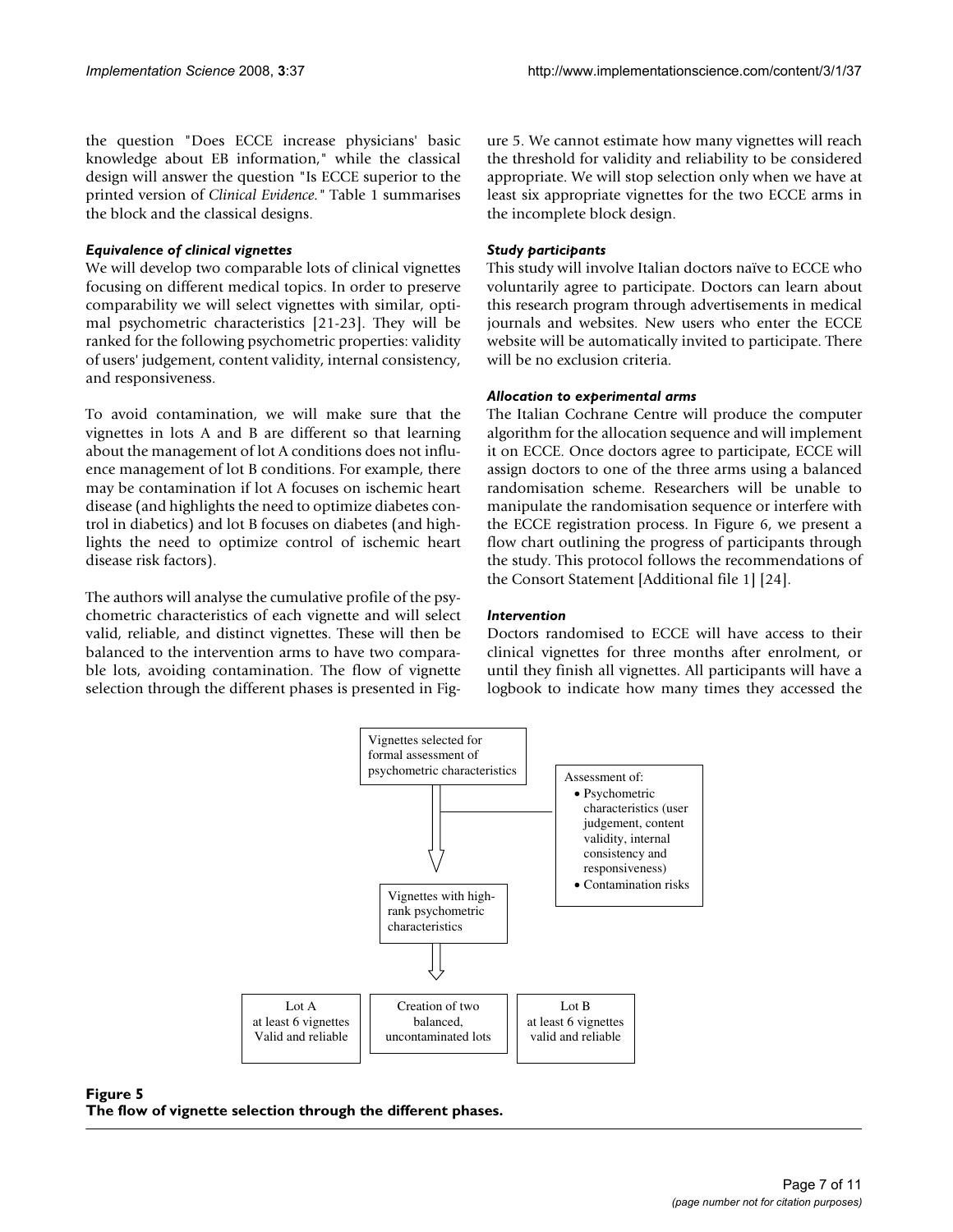the question "Does ECCE increase physicians' basic knowledge about EB information," while the classical design will answer the question "Is ECCE superior to the printed version of *Clinical Evidence.*" Table 1 summarises the block and the classical designs.

### *Equivalence of clinical vignettes*

We will develop two comparable lots of clinical vignettes focusing on different medical topics. In order to preserve comparability we will select vignettes with similar, optimal psychometric characteristics [21-23]. They will be ranked for the following psychometric properties: validity of users' judgement, content validity, internal consistency, and responsiveness.

To avoid contamination, we will make sure that the vignettes in lots A and B are different so that learning about the management of lot A conditions does not influence management of lot B conditions. For example, there may be contamination if lot A focuses on ischemic heart disease (and highlights the need to optimize diabetes control in diabetics) and lot B focuses on diabetes (and highlights the need to optimize control of ischemic heart disease risk factors).

The authors will analyse the cumulative profile of the psychometric characteristics of each vignette and will select valid, reliable, and distinct vignettes. These will then be balanced to the intervention arms to have two comparable lots, avoiding contamination. The flow of vignette selection through the different phases is presented in Figure 5. We cannot estimate how many vignettes will reach the threshold for validity and reliability to be considered appropriate. We will stop selection only when we have at least six appropriate vignettes for the two ECCE arms in the incomplete block design.

### *Study participants*

This study will involve Italian doctors naïve to ECCE who voluntarily agree to participate. Doctors can learn about this research program through advertisements in medical journals and websites. New users who enter the ECCE website will be automatically invited to participate. There will be no exclusion criteria.

### *Allocation to experimental arms*

The Italian Cochrane Centre will produce the computer algorithm for the allocation sequence and will implement it on ECCE. Once doctors agree to participate, ECCE will assign doctors to one of the three arms using a balanced randomisation scheme. Researchers will be unable to manipulate the randomisation sequence or interfere with the ECCE registration process. In Figure 6, we present a flow chart outlining the progress of participants through the study. This protocol follows the recommendations of the Consort Statement [Additional file 1] [24].

### *Intervention*

Doctors randomised to ECCE will have access to their clinical vignettes for three months after enrolment, or until they finish all vignettes. All participants will have a logbook to indicate how many times they accessed the

Vignettes selected for formal assessment of psychometric characteristics

Assessment of:
- Psychometric characteristics (user judgement, content validity, internal consistency and responsiveness)
- Contamination risks

Vignettes with high-rank psychometric characteristics

Lot A at least 6 vignettes Valid and reliable

Creation of two balanced, uncontaminated lots

Lot B at least 6 vignettes valid and reliable

**Figure 5**
**The flow of vignette selection through the different phases.**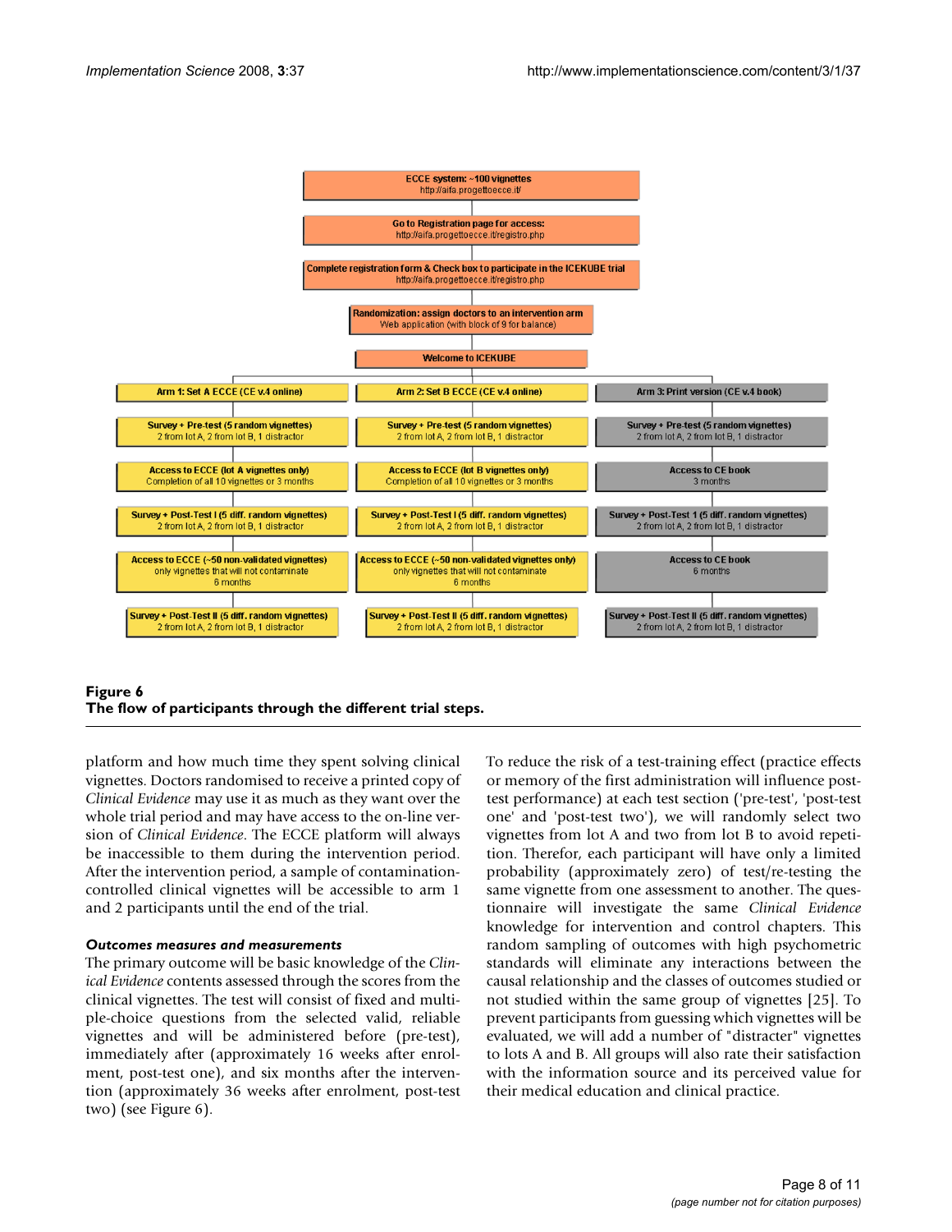ECCE system: ~100 vignettes
http://aifa.progettoecce.it/

Go to Registration page for access:
http://aifa.progettoecce.it/registro.php

Complete registration form & Check box to participate in the ICEKUBE trial
http://aifa.progettoecce.it/registro.php

Randomization: assign doctors to an intervention arm
Web application (with block of 9 for balance)

Welcome to ICEKUBE

| Arm 1: Set A ECCE (CE v.4 online) | Arm 2: Set B ECCE (CE v.4 online) | Arm 3: Print version (CE v.4 book) |
|---|---|---|
| Survey + Pre-test (5 random vignettes) 2 from lot A, 2 from lot B, 1 distractor | Survey + Pre-test (5 random vignettes) 2 from lot A, 2 from lot B, 1 distractor | Survey + Pre-test (5 random vignettes) 2 from lot A, 2 from lot B, 1 distractor |
| Access to ECCE (lot A vignettes only) Completion of all 10 vignettes or 3 months | Access to ECCE (lot B vignettes only) Completion of all 10 vignettes or 3 months | Access to CE book 3 months |
| Survey + Post-Test I (5 diff. random vignettes) 2 from lot A, 2 from lot B, 1 distractor | Survey + Post-Test I (5 diff. random vignettes) 2 from lot A, 2 from lot B, 1 distractor | Survey + Post-Test 1 (5 diff. random vignettes) 2 from lot A, 2 from lot B, 1 distractor |
| Access to ECCE (~50 non-validated vignettes) only vignettes that will not contaminate 6 months | Access to ECCE (~50 non-validated vignettes only) only vignettes that will not contaminate 6 months | Access to CE book 6 months |
| Survey + Post-Test II (5 diff. random vignettes) 2 from lot A, 2 from lot B, 1 distractor | Survey + Post-Test II (5 diff. random vignettes) 2 from lot A, 2 from lot B, 1 distractor | Survey + Post-Test II (5 diff. random vignettes) 2 from lot A, 2 from lot B, 1 distractor |

**Figure 6**
**The flow of participants through the different trial steps.**

platform and how much time they spent solving clinical vignettes. Doctors randomised to receive a printed copy of *Clinical Evidence* may use it as much as they want over the whole trial period and may have access to the on-line version of *Clinical Evidence*. The ECCE platform will always be inaccessible to them during the intervention period. After the intervention period, a sample of contamination-controlled clinical vignettes will be accessible to arm 1 and 2 participants until the end of the trial.

### *Outcomes measures and measurements*

The primary outcome will be basic knowledge of the *Clinical Evidence* contents assessed through the scores from the clinical vignettes. The test will consist of fixed and multiple-choice questions from the selected valid, reliable vignettes and will be administered before (pre-test), immediately after (approximately 16 weeks after enrolment, post-test one), and six months after the intervention (approximately 36 weeks after enrolment, post-test two) (see Figure 6).

To reduce the risk of a test-training effect (practice effects or memory of the first administration will influence post-test performance) at each test section ('pre-test', 'post-test one' and 'post-test two'), we will randomly select two vignettes from lot A and two from lot B to avoid repetition. Therefor, each participant will have only a limited probability (approximately zero) of test/re-testing the same vignette from one assessment to another. The questionnaire will investigate the same *Clinical Evidence* knowledge for intervention and control chapters. This random sampling of outcomes with high psychometric standards will eliminate any interactions between the causal relationship and the classes of outcomes studied or not studied within the same group of vignettes [25]. To prevent participants from guessing which vignettes will be evaluated, we will add a number of "distracter" vignettes to lots A and B. All groups will also rate their satisfaction with the information source and its perceived value for their medical education and clinical practice.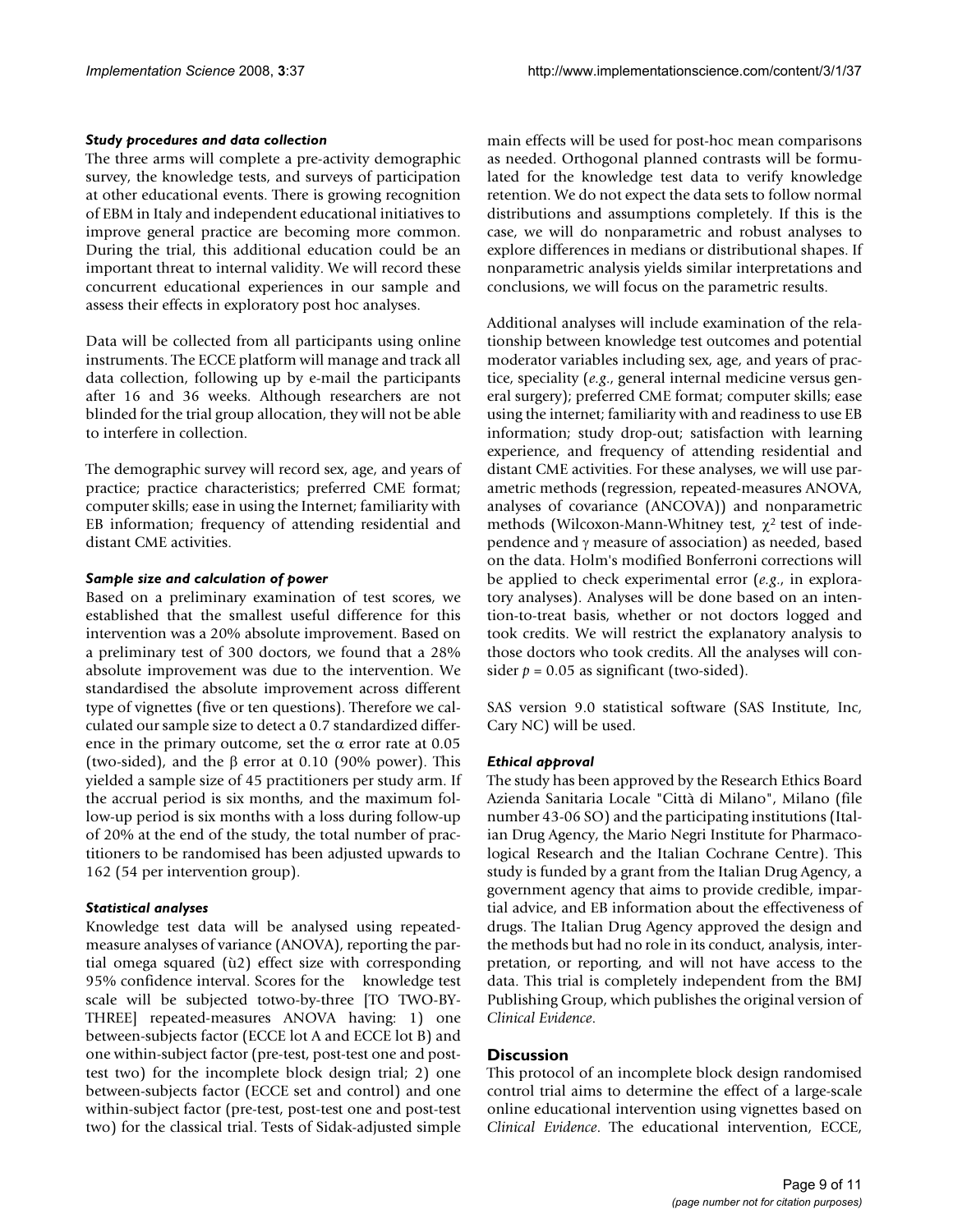### *Study procedures and data collection*

The three arms will complete a pre-activity demographic survey, the knowledge tests, and surveys of participation at other educational events. There is growing recognition of EBM in Italy and independent educational initiatives to improve general practice are becoming more common. During the trial, this additional education could be an important threat to internal validity. We will record these concurrent educational experiences in our sample and assess their effects in exploratory post hoc analyses.

Data will be collected from all participants using online instruments. The ECCE platform will manage and track all data collection, following up by e-mail the participants after 16 and 36 weeks. Although researchers are not blinded for the trial group allocation, they will not be able to interfere in collection.

The demographic survey will record sex, age, and years of practice; practice characteristics; preferred CME format; computer skills; ease in using the Internet; familiarity with EB information; frequency of attending residential and distant CME activities.

### *Sample size and calculation of power*

Based on a preliminary examination of test scores, we established that the smallest useful difference for this intervention was a 20% absolute improvement. Based on a preliminary test of 300 doctors, we found that a 28% absolute improvement was due to the intervention. We standardised the absolute improvement across different type of vignettes (five or ten questions). Therefore we calculated our sample size to detect a 0.7 standardized difference in the primary outcome, set the $\alpha$ error rate at 0.05 (two-sided), and the $\beta$ error at 0.10 (90% power). This yielded a sample size of 45 practitioners per study arm. If the accrual period is six months, and the maximum follow-up period is six months with a loss during follow-up of 20% at the end of the study, the total number of practitioners to be randomised has been adjusted upwards to 162 (54 per intervention group).

### *Statistical analyses*

Knowledge test data will be analysed using repeated-measure analyses of variance (ANOVA), reporting the partial omega squared (ù2) effect size with corresponding 95% confidence interval. Scores for the knowledge test scale will be subjected totwo-by-three [TO TWO-BY-THREE] repeated-measures ANOVA having: 1) one between-subjects factor (ECCE lot A and ECCE lot B) and one within-subject factor (pre-test, post-test one and post-test two) for the incomplete block design trial; 2) one between-subjects factor (ECCE set and control) and one within-subject factor (pre-test, post-test one and post-test two) for the classical trial. Tests of Sidak-adjusted simple main effects will be used for post-hoc mean comparisons as needed. Orthogonal planned contrasts will be formulated for the knowledge test data to verify knowledge retention. We do not expect the data sets to follow normal distributions and assumptions completely. If this is the case, we will do nonparametric and robust analyses to explore differences in medians or distributional shapes. If nonparametric analysis yields similar interpretations and conclusions, we will focus on the parametric results.

Additional analyses will include examination of the relationship between knowledge test outcomes and potential moderator variables including sex, age, and years of practice, speciality (*e.g*., general internal medicine versus general surgery); preferred CME format; computer skills; ease using the internet; familiarity with and readiness to use EB information; study drop-out; satisfaction with learning experience, and frequency of attending residential and distant CME activities. For these analyses, we will use parametric methods (regression, repeated-measures ANOVA, analyses of covariance (ANCOVA)) and nonparametric methods (Wilcoxon-Mann-Whitney test, $\chi^2$ test of independence and $\gamma$ measure of association) as needed, based on the data. Holm's modified Bonferroni corrections will be applied to check experimental error (*e.g*., in exploratory analyses). Analyses will be done based on an intention-to-treat basis, whether or not doctors logged and took credits. We will restrict the explanatory analysis to those doctors who took credits. All the analyses will consider $p = 0.05$ as significant (two-sided).

SAS version 9.0 statistical software (SAS Institute, Inc, Cary NC) will be used.

### *Ethical approval*

The study has been approved by the Research Ethics Board Azienda Sanitaria Locale "Città di Milano", Milano (file number 43-06 SO) and the participating institutions (Italian Drug Agency, the Mario Negri Institute for Pharmacological Research and the Italian Cochrane Centre). This study is funded by a grant from the Italian Drug Agency, a government agency that aims to provide credible, impartial advice, and EB information about the effectiveness of drugs. The Italian Drug Agency approved the design and the methods but had no role in its conduct, analysis, interpretation, or reporting, and will not have access to the data. This trial is completely independent from the BMJ Publishing Group, which publishes the original version of *Clinical Evidence*.

## Discussion

This protocol of an incomplete block design randomised control trial aims to determine the effect of a large-scale online educational intervention using vignettes based on *Clinical Evidence*. The educational intervention, ECCE,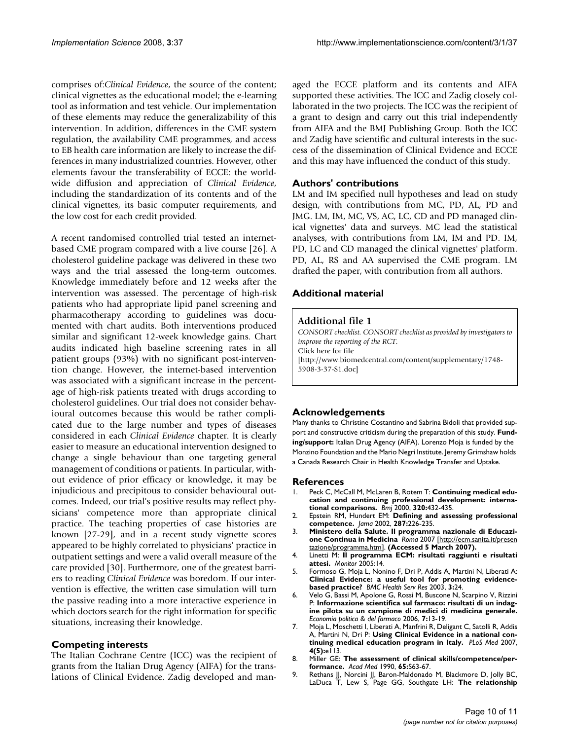comprises of:*Clinical Evidence*, the source of the content; clinical vignettes as the educational model; the e-learning tool as information and test vehicle. Our implementation of these elements may reduce the generalizability of this intervention. In addition, differences in the CME system regulation, the availability CME programmes, and access to EB health care information are likely to increase the differences in many industrialized countries. However, other elements favour the transferability of ECCE: the worldwide diffusion and appreciation of *Clinical Evidence*, including the standardization of its contents and of the clinical vignettes, its basic computer requirements, and the low cost for each credit provided.

A recent randomised controlled trial tested an internet-based CME program compared with a live course [26]. A cholesterol guideline package was delivered in these two ways and the trial assessed the long-term outcomes. Knowledge immediately before and 12 weeks after the intervention was assessed. The percentage of high-risk patients who had appropriate lipid panel screening and pharmacotherapy according to guidelines was documented with chart audits. Both interventions produced similar and significant 12-week knowledge gains. Chart audits indicated high baseline screening rates in all patient groups (93%) with no significant post-intervention change. However, the internet-based intervention was associated with a significant increase in the percentage of high-risk patients treated with drugs according to cholesterol guidelines. Our trial does not consider behavioural outcomes because this would be rather complicated due to the large number and types of diseases considered in each *Clinical Evidence* chapter. It is clearly easier to measure an educational intervention designed to change a single behaviour than one targeting general management of conditions or patients. In particular, without evidence of prior efficacy or knowledge, it may be injudicious and precipitous to consider behavioural outcomes. Indeed, our trial's positive results may reflect physicians' competence more than appropriate clinical practice. The teaching properties of case histories are known [27-29], and in a recent study vignette scores appeared to be highly correlated to physicians' practice in outpatient settings and were a valid overall measure of the care provided [30]. Furthermore, one of the greatest barriers to reading *Clinical Evidence* was boredom. If our intervention is effective, the written case simulation will turn the passive reading into a more interactive experience in which doctors search for the right information for specific situations, increasing their knowledge.

## Competing interests

The Italian Cochrane Centre (ICC) was the recipient of grants from the Italian Drug Agency (AIFA) for the translations of Clinical Evidence. Zadig developed and managed the ECCE platform and its contents and AIFA supported these activities. The ICC and Zadig closely collaborated in the two projects. The ICC was the recipient of a grant to design and carry out this trial independently from AIFA and the BMJ Publishing Group. Both the ICC and Zadig have scientific and cultural interests in the success of the dissemination of Clinical Evidence and ECCE and this may have influenced the conduct of this study.

## Authors' contributions

LM and IM specified null hypotheses and lead on study design, with contributions from MC, PD, AL, PD and JMG. LM, IM, MC, VS, AC, LC, CD and PD managed clinical vignettes' data and surveys. MC lead the statistical analyses, with contributions from LM, IM and PD. IM, PD, LC and CD managed the clinical vignettes' platform. PD, AL, RS and AA supervised the CME program. LM drafted the paper, with contribution from all authors.

## Additional material

**Additional file 1**

*CONSORT checklist. CONSORT checklist as provided by investigators to improve the reporting of the RCT.*
Click here for file
[http://www.biomedcentral.com/content/supplementary/1748-5908-3-37-S1.doc]

## Acknowledgements

Many thanks to Christine Costantino and Sabrina Bidoli that provided support and constructive criticism during the preparation of this study. **Funding/support:** Italian Drug Agency (AIFA). Lorenzo Moja is funded by the Monzino Foundation and the Mario Negri Institute. Jeremy Grimshaw holds a Canada Research Chair in Health Knowledge Transfer and Uptake.

## References

1. Peck C, McCall M, McLaren B, Rotem T: **Continuing medical education and continuing professional development: international comparisons.** *Bmj* 2000, **320:**432-435.
2. Epstein RM, Hundert EM: **Defining and assessing professional competence.** *Jama* 2002, **287:**226-235.
3. **Ministero della Salute. Il programma nazionale di Educazione Continua in Medicina** *Roma* 2007 [http://ecm.sanita.it/presentazione/programma.htm]. **(Accessed 5 March 2007).**
4. Linetti M: **Il programma ECM: risultati raggiunti e risultati attesi.** *Monitor* 2005:14.
5. Formoso G, Moja L, Nonino F, Dri P, Addis A, Martini N, Liberati A: **Clinical Evidence: a useful tool for promoting evidence-based practice?** *BMC Health Serv Res* 2003, **3:**24.
6. Velo G, Bassi M, Apolone G, Rossi M, Buscone N, Scarpino V, Rizzini P: **Informazione scientifica sul farmaco: risultati di un indagine pilota su un campione di medici di medicina generale.** *Economia politica & del farmaco* 2006, **7:**13-19.
7. Moja L, Moschetti I, Liberati A, Manfrini R, Deligant C, Satolli R, Addis A, Martini N, Dri P: **Using Clinical Evidence in a national continuing medical education program in Italy.** *PLoS Med* 2007, **4(5):**e113.
8. Miller GE: **The assessment of clinical skills/competence/performance.** *Acad Med* 1990, **65:**S63-67.
9. Rethans JJ, Norcini JJ, Baron-Maldonado M, Blackmore D, Jolly BC, LaDuca T, Lew S, Page GG, Southgate LH: **The relationship**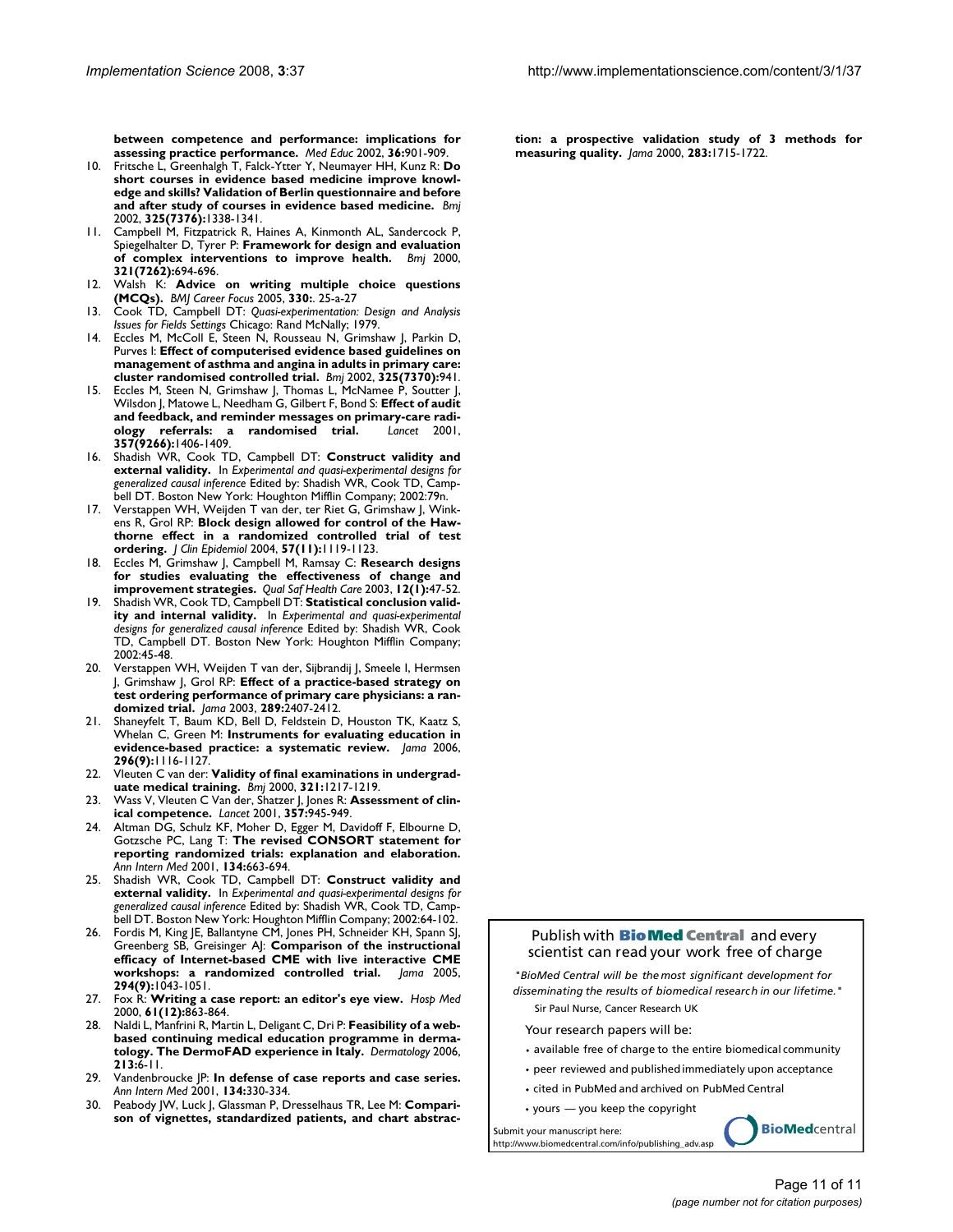between competence and performance: implications for assessing practice performance. *Med Educ* 2002, **36:**901-909.

10. Fritsche L, Greenhalgh T, Falck-Ytter Y, Neumayer HH, Kunz R: **Do short courses in evidence based medicine improve knowledge and skills? Validation of Berlin questionnaire and before and after study of courses in evidence based medicine.** *Bmj* 2002, **325(7376):**1338-1341.
11. Campbell M, Fitzpatrick R, Haines A, Kinmonth AL, Sandercock P, Spiegelhalter D, Tyrer P: **Framework for design and evaluation of complex interventions to improve health.** *Bmj* 2000, **321(7262):**694-696.
12. Walsh K: **Advice on writing multiple choice questions (MCQs).** *BMJ Career Focus* 2005, **330:**. 25-a-27
13. Cook TD, Campbell DT: *Quasi-experimentation: Design and Analysis Issues for Fields Settings* Chicago: Rand McNally; 1979.
14. Eccles M, McColl E, Steen N, Rousseau N, Grimshaw J, Parkin D, Purves I: **Effect of computerised evidence based guidelines on management of asthma and angina in adults in primary care: cluster randomised controlled trial.** *Bmj* 2002, **325(7370):**941.
15. Eccles M, Steen N, Grimshaw J, Thomas L, McNamee P, Soutter J, Wilsdon J, Matowe L, Needham G, Gilbert F, Bond S: **Effect of audit and feedback, and reminder messages on primary-care radiology referrals: a randomised trial.** *Lancet* 2001, **357(9266):**1406-1409.
16. Shadish WR, Cook TD, Campbell DT: **Construct validity and external validity.** In *Experimental and quasi-experimental designs for generalized causal inference* Edited by: Shadish WR, Cook TD, Campbell DT. Boston New York: Houghton Mifflin Company; 2002:79n.
17. Verstappen WH, Weijden T van der, ter Riet G, Grimshaw J, Winkens R, Grol RP: **Block design allowed for control of the Hawthorne effect in a randomized controlled trial of test ordering.** *J Clin Epidemiol* 2004, **57(11):**1119-1123.
18. Eccles M, Grimshaw J, Campbell M, Ramsay C: **Research designs for studies evaluating the effectiveness of change and improvement strategies.** *Qual Saf Health Care* 2003, **12(1):**47-52.
19. Shadish WR, Cook TD, Campbell DT: **Statistical conclusion validity and internal validity.** In *Experimental and quasi-experimental designs for generalized causal inference* Edited by: Shadish WR, Cook TD, Campbell DT. Boston New York: Houghton Mifflin Company; 2002:45-48.
20. Verstappen WH, Weijden T van der, Sijbrandij J, Smeele I, Hermsen J, Grimshaw J, Grol RP: **Effect of a practice-based strategy on test ordering performance of primary care physicians: a randomized trial.** *Jama* 2003, **289:**2407-2412.
21. Shaneyfelt T, Baum KD, Bell D, Feldstein D, Houston TK, Kaatz S, Whelan C, Green M: **Instruments for evaluating education in evidence-based practice: a systematic review.** *Jama* 2006, **296(9):**1116-1127.
22. Vleuten C van der: **Validity of final examinations in undergraduate medical training.** *Bmj* 2000, **321:**1217-1219.
23. Wass V, Vleuten C Van der, Shatzer J, Jones R: **Assessment of clinical competence.** *Lancet* 2001, **357:**945-949.
24. Altman DG, Schulz KF, Moher D, Egger M, Davidoff F, Elbourne D, Gotzsche PC, Lang T: **The revised CONSORT statement for reporting randomized trials: explanation and elaboration.** *Ann Intern Med* 2001, **134:**663-694.
25. Shadish WR, Cook TD, Campbell DT: **Construct validity and external validity.** In *Experimental and quasi-experimental designs for generalized causal inference* Edited by: Shadish WR, Cook TD, Campbell DT. Boston New York: Houghton Mifflin Company; 2002:64-102.
26. Fordis M, King JE, Ballantyne CM, Jones PH, Schneider KH, Spann SJ, Greenberg SB, Greisinger AJ: **Comparison of the instructional efficacy of Internet-based CME with live interactive CME workshops: a randomized controlled trial.** *Jama* 2005, **294(9):**1043-1051.
27. Fox R: **Writing a case report: an editor's eye view.** *Hosp Med* 2000, **61(12):**863-864.
28. Naldi L, Manfrini R, Martin L, Deligant C, Dri P: **Feasibility of a web-based continuing medical education programme in dermatology. The DermoFAD experience in Italy.** *Dermatology* 2006, **213:**6-11.
29. Vandenbroucke JP: **In defense of case reports and case series.** *Ann Intern Med* 2001, **134:**330-334.
30. Peabody JW, Luck J, Glassman P, Dresselhaus TR, Lee M: **Comparison of vignettes, standardized patients, and chart abstraction: a prospective validation study of 3 methods for measuring quality.** *Jama* 2000, **283:**1715-1722.